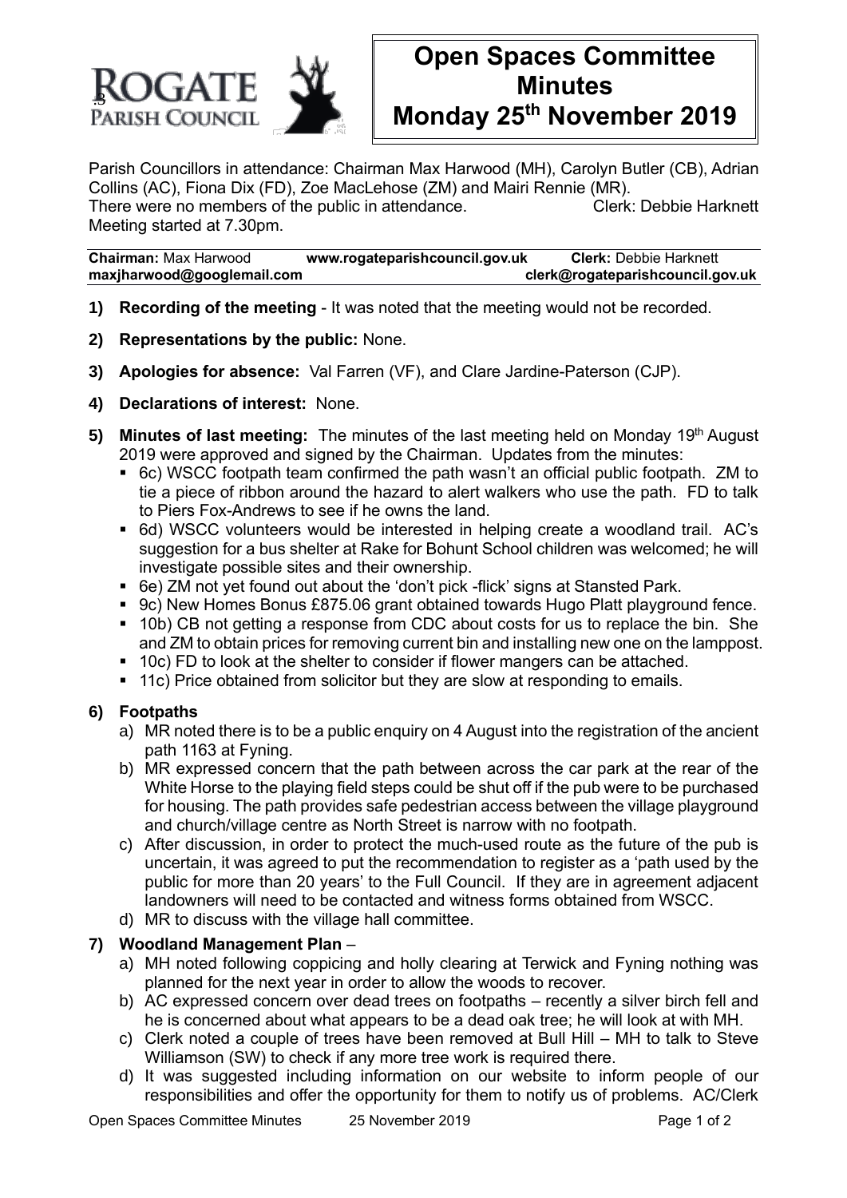# Open Spaces Committee Minutes
## Monday 25th November 2019

Parish Councillors in attendance: Chairman Max Harwood (MH), Carolyn Butler (CB), Adrian Collins (AC), Fiona Dix (FD), Zoe MacLehose (ZM) and Mairi Rennie (MR).
There were no members of the public in attendance. Clerk: Debbie Harknett
Meeting started at 7.30pm.

**Chairman:** Max Harwood **maxjharwood@googlemail.com** **www.rogateparishcouncil.gov.uk** **Clerk:** Debbie Harknett **clerk@rogateparishcouncil.gov.uk**

1) **Recording of the meeting** - It was noted that the meeting would not be recorded.

2) **Representations by the public:** None.

3) **Apologies for absence:** Val Farren (VF), and Clare Jardine-Paterson (CJP).

4) **Declarations of interest:** None.

5) **Minutes of last meeting:** The minutes of the last meeting held on Monday 19th August 2019 were approved and signed by the Chairman. Updates from the minutes:
   - 6c) WSCC footpath team confirmed the path wasn't an official public footpath. ZM to tie a piece of ribbon around the hazard to alert walkers who use the path. FD to talk to Piers Fox-Andrews to see if he owns the land.
   - 6d) WSCC volunteers would be interested in helping create a woodland trail. AC's suggestion for a bus shelter at Rake for Bohunt School children was welcomed; he will investigate possible sites and their ownership.
   - 6e) ZM not yet found out about the 'don't pick -flick' signs at Stansted Park.
   - 9c) New Homes Bonus £875.06 grant obtained towards Hugo Platt playground fence.
   - 10b) CB not getting a response from CDC about costs for us to replace the bin. She and ZM to obtain prices for removing current bin and installing new one on the lamppost.
   - 10c) FD to look at the shelter to consider if flower mangers can be attached.
   - 11c) Price obtained from solicitor but they are slow at responding to emails.

6) **Footpaths**
   a) MR noted there is to be a public enquiry on 4 August into the registration of the ancient path 1163 at Fyning.
   b) MR expressed concern that the path between across the car park at the rear of the White Horse to the playing field steps could be shut off if the pub were to be purchased for housing. The path provides safe pedestrian access between the village playground and church/village centre as North Street is narrow with no footpath.
   c) After discussion, in order to protect the much-used route as the future of the pub is uncertain, it was agreed to put the recommendation to register as a 'path used by the public for more than 20 years' to the Full Council. If they are in agreement adjacent landowners will need to be contacted and witness forms obtained from WSCC.
   d) MR to discuss with the village hall committee.

7) **Woodland Management Plan** –
   a) MH noted following coppicing and holly clearing at Terwick and Fyning nothing was planned for the next year in order to allow the woods to recover.
   b) AC expressed concern over dead trees on footpaths – recently a silver birch fell and he is concerned about what appears to be a dead oak tree; he will look at with MH.
   c) Clerk noted a couple of trees have been removed at Bull Hill – MH to talk to Steve Williamson (SW) to check if any more tree work is required there.
   d) It was suggested including information on our website to inform people of our responsibilities and offer the opportunity for them to notify us of problems. AC/Clerk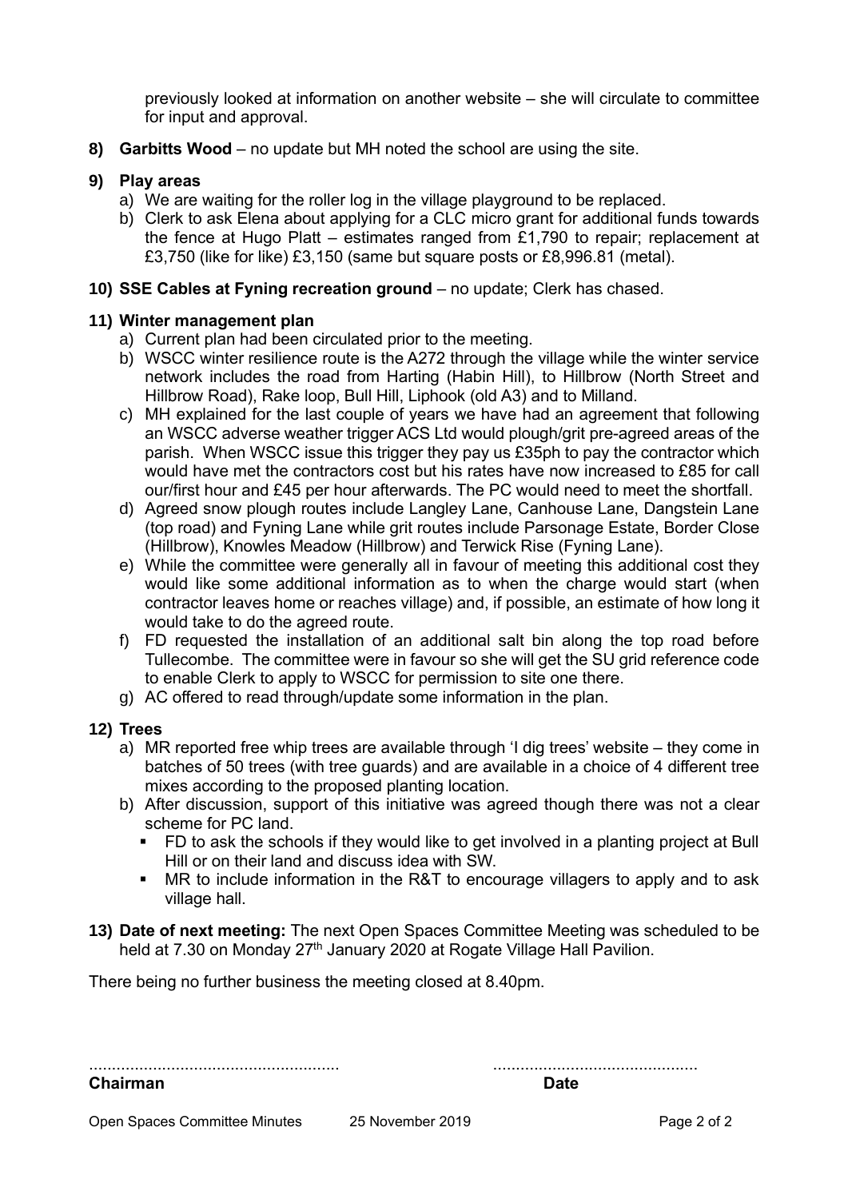previously looked at information on another website – she will circulate to committee for input and approval.

**8) Garbitts Wood** – no update but MH noted the school are using the site.

**9) Play areas**

a) We are waiting for the roller log in the village playground to be replaced.

b) Clerk to ask Elena about applying for a CLC micro grant for additional funds towards the fence at Hugo Platt – estimates ranged from £1,790 to repair; replacement at £3,750 (like for like) £3,150 (same but square posts or £8,996.81 (metal).

**10) SSE Cables at Fyning recreation ground** – no update; Clerk has chased.

**11) Winter management plan**

a) Current plan had been circulated prior to the meeting.

b) WSCC winter resilience route is the A272 through the village while the winter service network includes the road from Harting (Habin Hill), to Hillbrow (North Street and Hillbrow Road), Rake loop, Bull Hill, Liphook (old A3) and to Milland.

c) MH explained for the last couple of years we have had an agreement that following an WSCC adverse weather trigger ACS Ltd would plough/grit pre-agreed areas of the parish. When WSCC issue this trigger they pay us £35ph to pay the contractor which would have met the contractors cost but his rates have now increased to £85 for call our/first hour and £45 per hour afterwards. The PC would need to meet the shortfall.

d) Agreed snow plough routes include Langley Lane, Canhouse Lane, Dangstein Lane (top road) and Fyning Lane while grit routes include Parsonage Estate, Border Close (Hillbrow), Knowles Meadow (Hillbrow) and Terwick Rise (Fyning Lane).

e) While the committee were generally all in favour of meeting this additional cost they would like some additional information as to when the charge would start (when contractor leaves home or reaches village) and, if possible, an estimate of how long it would take to do the agreed route.

f) FD requested the installation of an additional salt bin along the top road before Tullecombe. The committee were in favour so she will get the SU grid reference code to enable Clerk to apply to WSCC for permission to site one there.

g) AC offered to read through/update some information in the plan.

**12) Trees**

a) MR reported free whip trees are available through 'I dig trees' website – they come in batches of 50 trees (with tree guards) and are available in a choice of 4 different tree mixes according to the proposed planting location.

b) After discussion, support of this initiative was agreed though there was not a clear scheme for PC land.

- FD to ask the schools if they would like to get involved in a planting project at Bull Hill or on their land and discuss idea with SW.
- MR to include information in the R&T to encourage villagers to apply and to ask village hall.

**13) Date of next meeting:** The next Open Spaces Committee Meeting was scheduled to be held at 7.30 on Monday 27th January 2020 at Rogate Village Hall Pavilion.

There being no further business the meeting closed at 8.40pm.

....................................................... ............................................

**Chairman** **Date**

Open Spaces Committee Minutes 25 November 2019